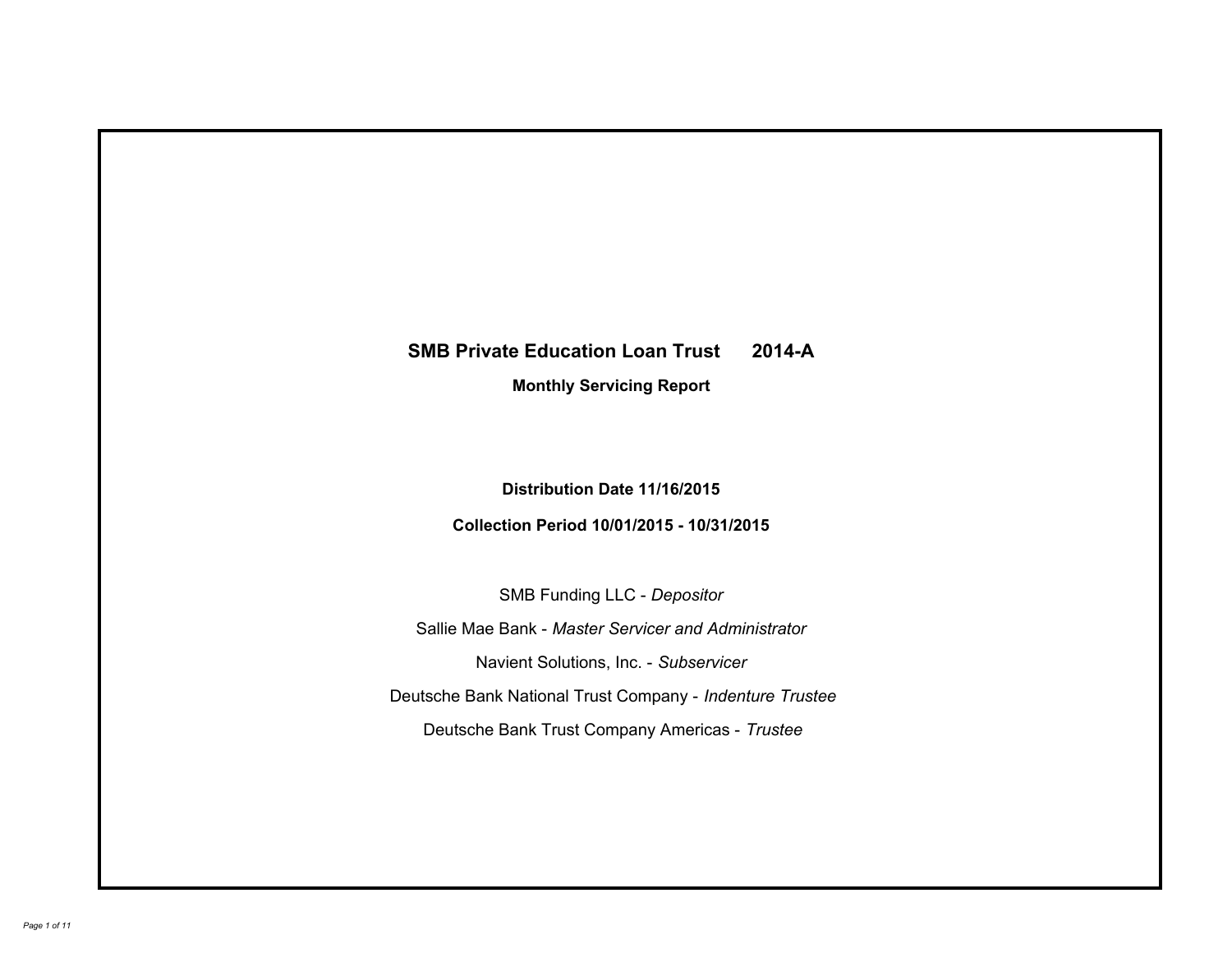# SMB Private Education Loan Trust 2014-A

## Monthly Servicing Report

**Distribution Date 11/16/2015**

**Collection Period 10/01/2015 - 10/31/2015**

SMB Funding LLC - *Depositor*

Sallie Mae Bank - *Master Servicer and Administrator*

Navient Solutions, Inc. - *Subservicer*

Deutsche Bank National Trust Company - *Indenture Trustee*

Deutsche Bank Trust Company Americas - *Trustee*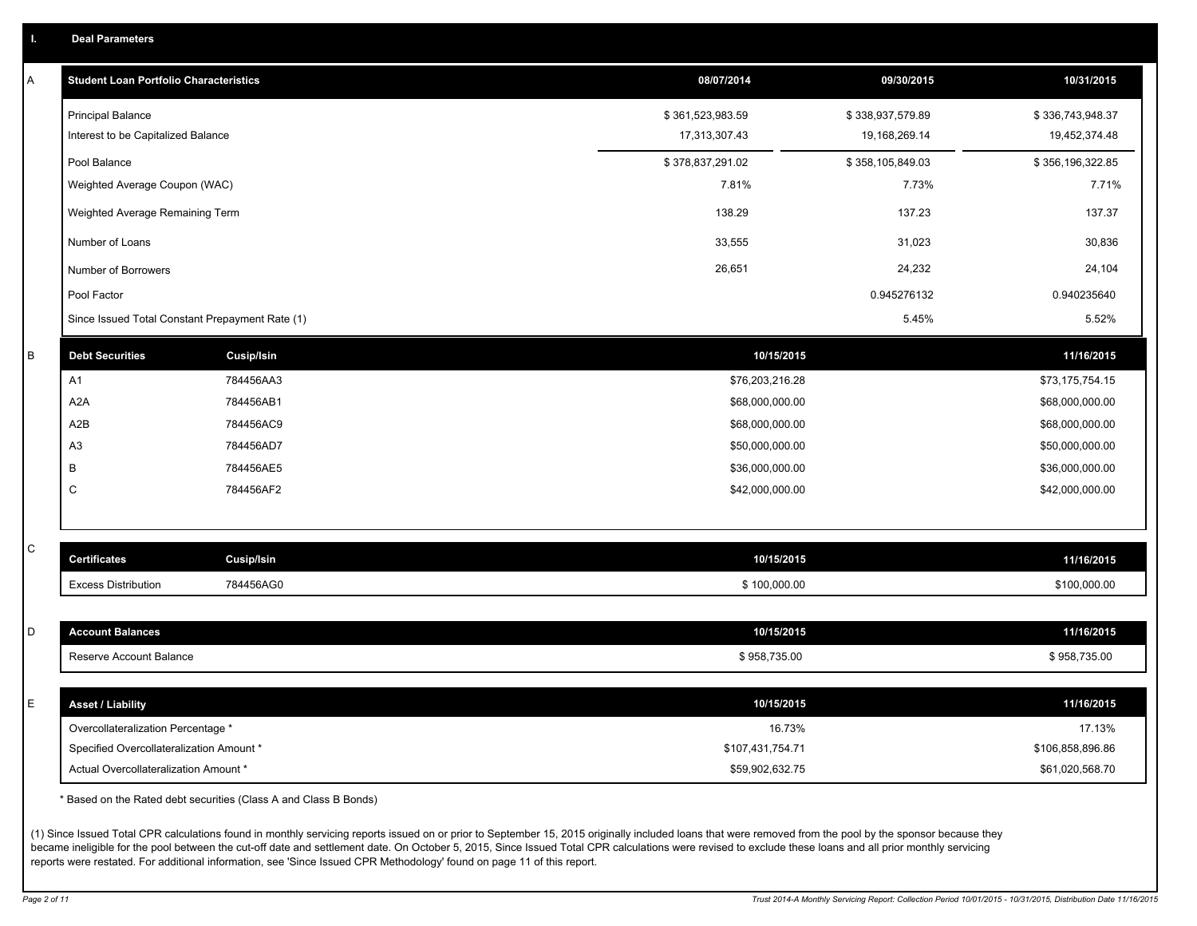## I. Deal Parameters

### A

| Student Loan Portfolio Characteristics | 08/07/2014 | 09/30/2015 | 10/31/2015 |
|---|---|---|---|
| Principal Balance | $ 361,523,983.59 | $ 338,937,579.89 | $ 336,743,948.37 |
| Interest to be Capitalized Balance | 17,313,307.43 | 19,168,269.14 | 19,452,374.48 |
| Pool Balance | $ 378,837,291.02 | $ 358,105,849.03 | $ 356,196,322.85 |
| Weighted Average Coupon (WAC) | 7.81% | 7.73% | 7.71% |
| Weighted Average Remaining Term | 138.29 | 137.23 | 137.37 |
| Number of Loans | 33,555 | 31,023 | 30,836 |
| Number of Borrowers | 26,651 | 24,232 | 24,104 |
| Pool Factor | | 0.945276132 | 0.940235640 |
| Since Issued Total Constant Prepayment Rate (1) | | 5.45% | 5.52% |

### B

| Debt Securities | Cusip/Isin | 10/15/2015 | 11/16/2015 |
|---|---|---|---|
| A1 | 784456AA3 | $76,203,216.28 | $73,175,754.15 |
| A2A | 784456AB1 | $68,000,000.00 | $68,000,000.00 |
| A2B | 784456AC9 | $68,000,000.00 | $68,000,000.00 |
| A3 | 784456AD7 | $50,000,000.00 | $50,000,000.00 |
| B | 784456AE5 | $36,000,000.00 | $36,000,000.00 |
| C | 784456AF2 | $42,000,000.00 | $42,000,000.00 |

### C

| Certificates | Cusip/Isin | 10/15/2015 | 11/16/2015 |
|---|---|---|---|
| Excess Distribution | 784456AG0 | $ 100,000.00 | $100,000.00 |

### D

| Account Balances | 10/15/2015 | 11/16/2015 |
|---|---|---|
| Reserve Account Balance | $ 958,735.00 | $ 958,735.00 |

### E

| Asset / Liability | 10/15/2015 | 11/16/2015 |
|---|---|---|
| Overcollateralization Percentage * | 16.73% | 17.13% |
| Specified Overcollateralization Amount * | $107,431,754.71 | $106,858,896.86 |
| Actual Overcollateralization Amount * | $59,902,632.75 | $61,020,568.70 |

* Based on the Rated debt securities (Class A and Class B Bonds)

(1) Since Issued Total CPR calculations found in monthly servicing reports issued on or prior to September 15, 2015 originally included loans that were removed from the pool by the sponsor because they became ineligible for the pool between the cut-off date and settlement date. On October 5, 2015, Since Issued Total CPR calculations were revised to exclude these loans and all prior monthly servicing reports were restated. For additional information, see 'Since Issued CPR Methodology' found on page 11 of this report.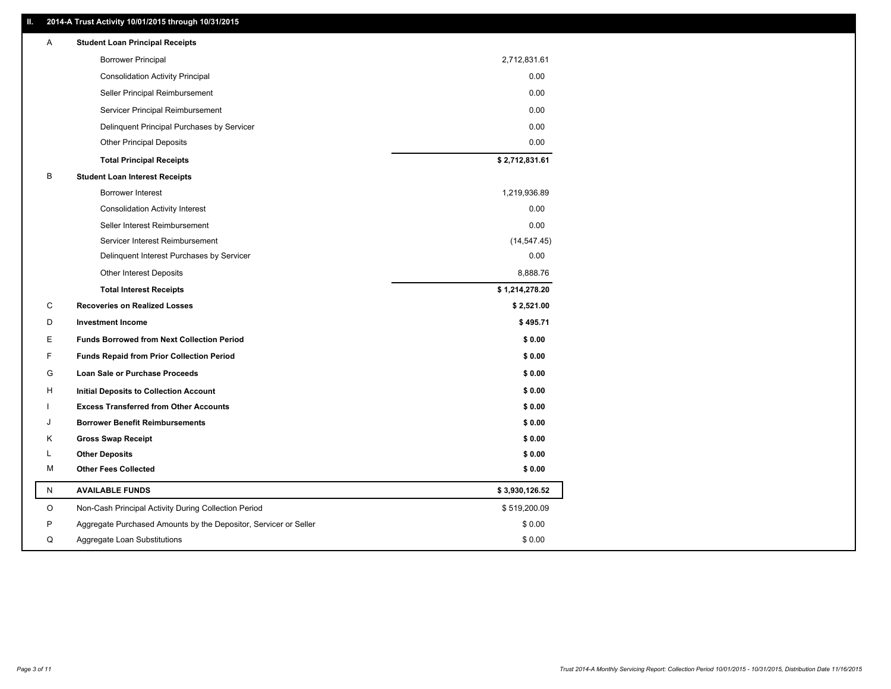## II. 2014-A Trust Activity 10/01/2015 through 10/31/2015

| | | |
|---|---|---|
| A | **Student Loan Principal Receipts** | |
| | Borrower Principal | 2,712,831.61 |
| | Consolidation Activity Principal | 0.00 |
| | Seller Principal Reimbursement | 0.00 |
| | Servicer Principal Reimbursement | 0.00 |
| | Delinquent Principal Purchases by Servicer | 0.00 |
| | Other Principal Deposits | 0.00 |
| | **Total Principal Receipts** | **$ 2,712,831.61** |
| B | **Student Loan Interest Receipts** | |
| | Borrower Interest | 1,219,936.89 |
| | Consolidation Activity Interest | 0.00 |
| | Seller Interest Reimbursement | 0.00 |
| | Servicer Interest Reimbursement | (14,547.45) |
| | Delinquent Interest Purchases by Servicer | 0.00 |
| | Other Interest Deposits | 8,888.76 |
| | **Total Interest Receipts** | **$ 1,214,278.20** |
| C | **Recoveries on Realized Losses** | **$ 2,521.00** |
| D | **Investment Income** | **$ 495.71** |
| E | **Funds Borrowed from Next Collection Period** | **$ 0.00** |
| F | **Funds Repaid from Prior Collection Period** | **$ 0.00** |
| G | **Loan Sale or Purchase Proceeds** | **$ 0.00** |
| H | **Initial Deposits to Collection Account** | **$ 0.00** |
| I | **Excess Transferred from Other Accounts** | **$ 0.00** |
| J | **Borrower Benefit Reimbursements** | **$ 0.00** |
| K | **Gross Swap Receipt** | **$ 0.00** |
| L | **Other Deposits** | **$ 0.00** |
| M | **Other Fees Collected** | **$ 0.00** |
| N | **AVAILABLE FUNDS** | **$ 3,930,126.52** |
| O | Non-Cash Principal Activity During Collection Period | $ 519,200.09 |
| P | Aggregate Purchased Amounts by the Depositor, Servicer or Seller | $ 0.00 |
| Q | Aggregate Loan Substitutions | $ 0.00 |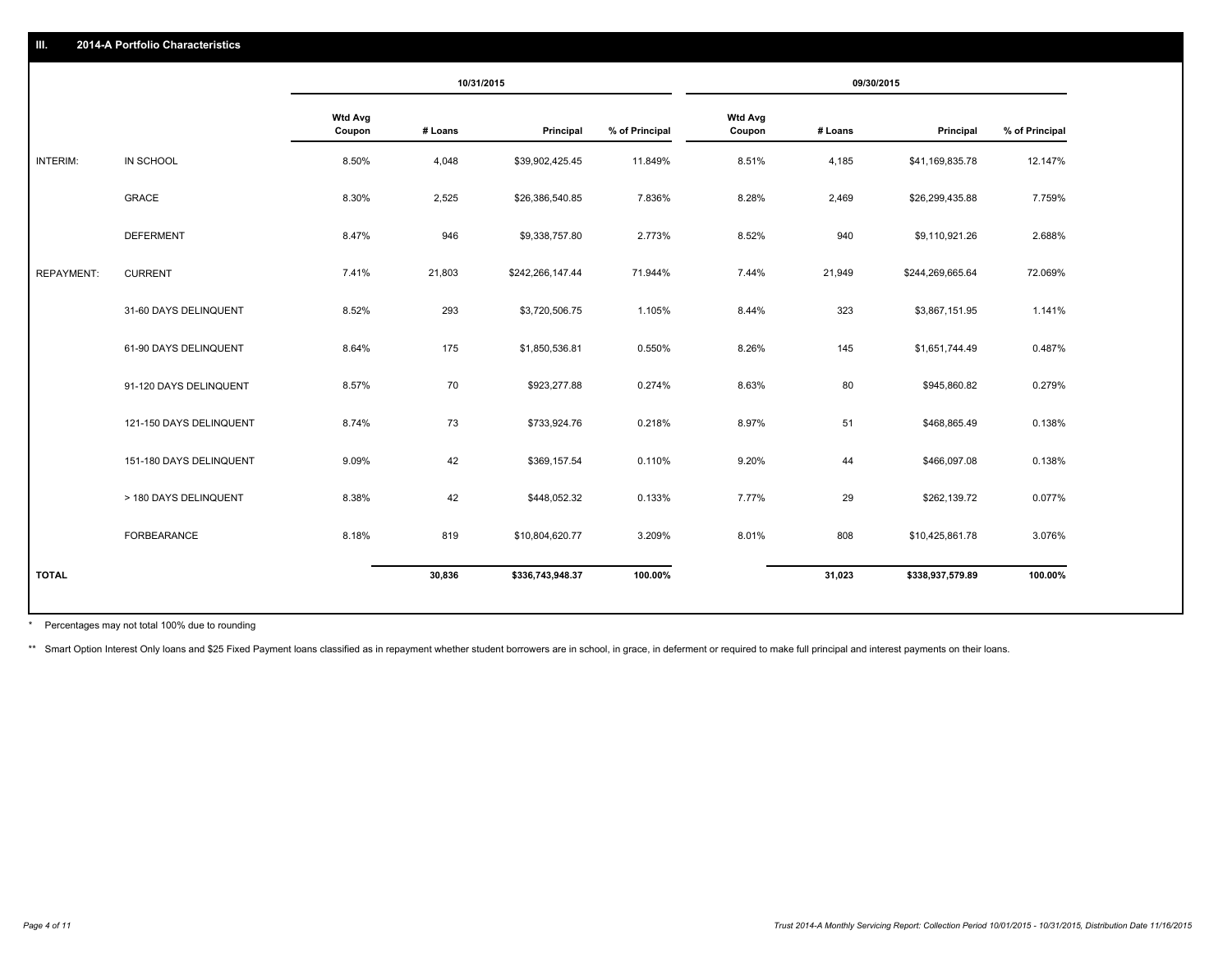## III. 2014-A Portfolio Characteristics

| | | 10/31/2015 | | | | 09/30/2015 | | | |
|---|---|---|---|---|---|---|---|---|---|
| | | Wtd Avg Coupon | # Loans | Principal | % of Principal | Wtd Avg Coupon | # Loans | Principal | % of Principal |
| INTERIM: | IN SCHOOL | 8.50% | 4,048 | $39,902,425.45 | 11.849% | 8.51% | 4,185 | $41,169,835.78 | 12.147% |
| | GRACE | 8.30% | 2,525 | $26,386,540.85 | 7.836% | 8.28% | 2,469 | $26,299,435.88 | 7.759% |
| | DEFERMENT | 8.47% | 946 | $9,338,757.80 | 2.773% | 8.52% | 940 | $9,110,921.26 | 2.688% |
| REPAYMENT: | CURRENT | 7.41% | 21,803 | $242,266,147.44 | 71.944% | 7.44% | 21,949 | $244,269,665.64 | 72.069% |
| | 31-60 DAYS DELINQUENT | 8.52% | 293 | $3,720,506.75 | 1.105% | 8.44% | 323 | $3,867,151.95 | 1.141% |
| | 61-90 DAYS DELINQUENT | 8.64% | 175 | $1,850,536.81 | 0.550% | 8.26% | 145 | $1,651,744.49 | 0.487% |
| | 91-120 DAYS DELINQUENT | 8.57% | 70 | $923,277.88 | 0.274% | 8.63% | 80 | $945,860.82 | 0.279% |
| | 121-150 DAYS DELINQUENT | 8.74% | 73 | $733,924.76 | 0.218% | 8.97% | 51 | $468,865.49 | 0.138% |
| | 151-180 DAYS DELINQUENT | 9.09% | 42 | $369,157.54 | 0.110% | 9.20% | 44 | $466,097.08 | 0.138% |
| | > 180 DAYS DELINQUENT | 8.38% | 42 | $448,052.32 | 0.133% | 7.77% | 29 | $262,139.72 | 0.077% |
| | FORBEARANCE | 8.18% | 819 | $10,804,620.77 | 3.209% | 8.01% | 808 | $10,425,861.78 | 3.076% |
| **TOTAL** | | | **30,836** | **$336,743,948.37** | **100.00%** | | **31,023** | **$338,937,579.89** | **100.00%** |

* Percentages may not total 100% due to rounding

** Smart Option Interest Only loans and $25 Fixed Payment loans classified as in repayment whether student borrowers are in school, in grace, in deferment or required to make full principal and interest payments on their loans.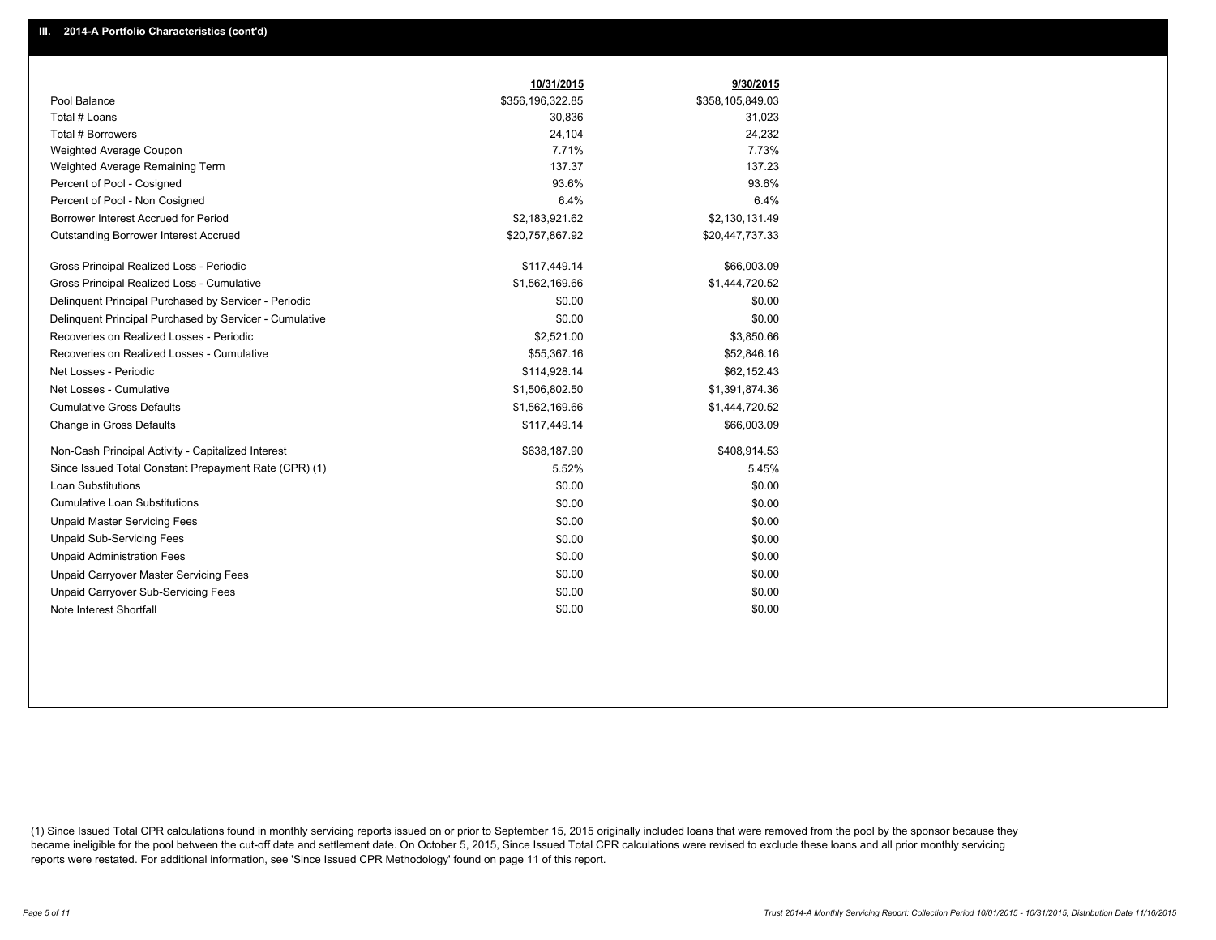## III. 2014-A Portfolio Characteristics (cont'd)

| | 10/31/2015 | 9/30/2015 |
|---|---|---|
| Pool Balance | $356,196,322.85 | $358,105,849.03 |
| Total # Loans | 30,836 | 31,023 |
| Total # Borrowers | 24,104 | 24,232 |
| Weighted Average Coupon | 7.71% | 7.73% |
| Weighted Average Remaining Term | 137.37 | 137.23 |
| Percent of Pool - Cosigned | 93.6% | 93.6% |
| Percent of Pool - Non Cosigned | 6.4% | 6.4% |
| Borrower Interest Accrued for Period | $2,183,921.62 | $2,130,131.49 |
| Outstanding Borrower Interest Accrued | $20,757,867.92 | $20,447,737.33 |
| Gross Principal Realized Loss - Periodic | $117,449.14 | $66,003.09 |
| Gross Principal Realized Loss - Cumulative | $1,562,169.66 | $1,444,720.52 |
| Delinquent Principal Purchased by Servicer - Periodic | $0.00 | $0.00 |
| Delinquent Principal Purchased by Servicer - Cumulative | $0.00 | $0.00 |
| Recoveries on Realized Losses - Periodic | $2,521.00 | $3,850.66 |
| Recoveries on Realized Losses - Cumulative | $55,367.16 | $52,846.16 |
| Net Losses - Periodic | $114,928.14 | $62,152.43 |
| Net Losses - Cumulative | $1,506,802.50 | $1,391,874.36 |
| Cumulative Gross Defaults | $1,562,169.66 | $1,444,720.52 |
| Change in Gross Defaults | $117,449.14 | $66,003.09 |
| Non-Cash Principal Activity - Capitalized Interest | $638,187.90 | $408,914.53 |
| Since Issued Total Constant Prepayment Rate (CPR) (1) | 5.52% | 5.45% |
| Loan Substitutions | $0.00 | $0.00 |
| Cumulative Loan Substitutions | $0.00 | $0.00 |
| Unpaid Master Servicing Fees | $0.00 | $0.00 |
| Unpaid Sub-Servicing Fees | $0.00 | $0.00 |
| Unpaid Administration Fees | $0.00 | $0.00 |
| Unpaid Carryover Master Servicing Fees | $0.00 | $0.00 |
| Unpaid Carryover Sub-Servicing Fees | $0.00 | $0.00 |
| Note Interest Shortfall | $0.00 | $0.00 |

(1) Since Issued Total CPR calculations found in monthly servicing reports issued on or prior to September 15, 2015 originally included loans that were removed from the pool by the sponsor because they became ineligible for the pool between the cut-off date and settlement date. On October 5, 2015, Since Issued Total CPR calculations were revised to exclude these loans and all prior monthly servicing reports were restated. For additional information, see 'Since Issued CPR Methodology' found on page 11 of this report.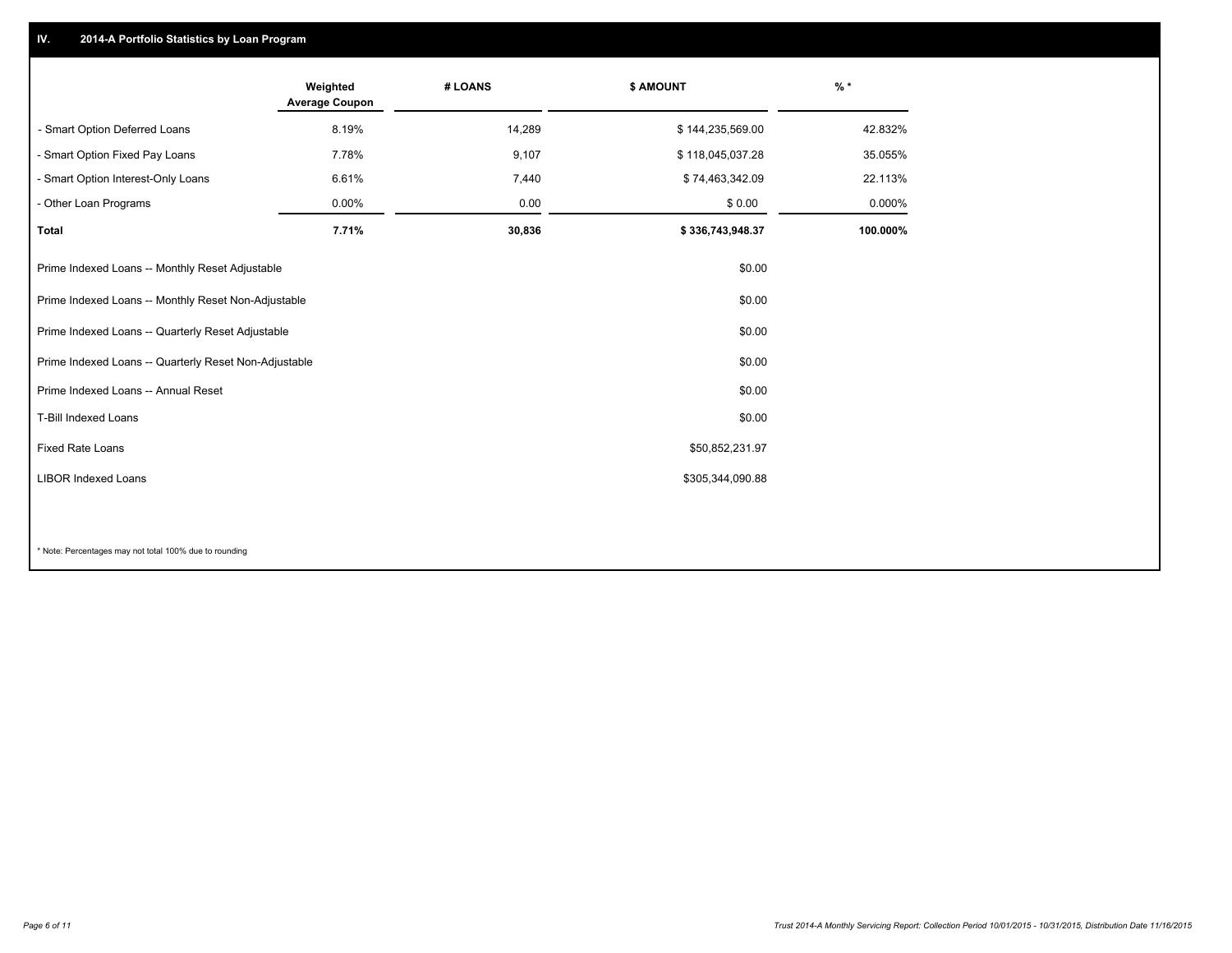## IV. 2014-A Portfolio Statistics by Loan Program

| | Weighted Average Coupon | # LOANS | $ AMOUNT | % * |
|---|---|---|---|---|
| - Smart Option Deferred Loans | 8.19% | 14,289 | $ 144,235,569.00 | 42.832% |
| - Smart Option Fixed Pay Loans | 7.78% | 9,107 | $ 118,045,037.28 | 35.055% |
| - Smart Option Interest-Only Loans | 6.61% | 7,440 | $ 74,463,342.09 | 22.113% |
| - Other Loan Programs | 0.00% | 0.00 | $ 0.00 | 0.000% |
| **Total** | **7.71%** | **30,836** | **$ 336,743,948.37** | **100.000%** |

| | $ AMOUNT |
|---|---|
| Prime Indexed Loans -- Monthly Reset Adjustable | $0.00 |
| Prime Indexed Loans -- Monthly Reset Non-Adjustable | $0.00 |
| Prime Indexed Loans -- Quarterly Reset Adjustable | $0.00 |
| Prime Indexed Loans -- Quarterly Reset Non-Adjustable | $0.00 |
| Prime Indexed Loans -- Annual Reset | $0.00 |
| T-Bill Indexed Loans | $0.00 |
| Fixed Rate Loans | $50,852,231.97 |
| LIBOR Indexed Loans | $305,344,090.88 |

* Note: Percentages may not total 100% due to rounding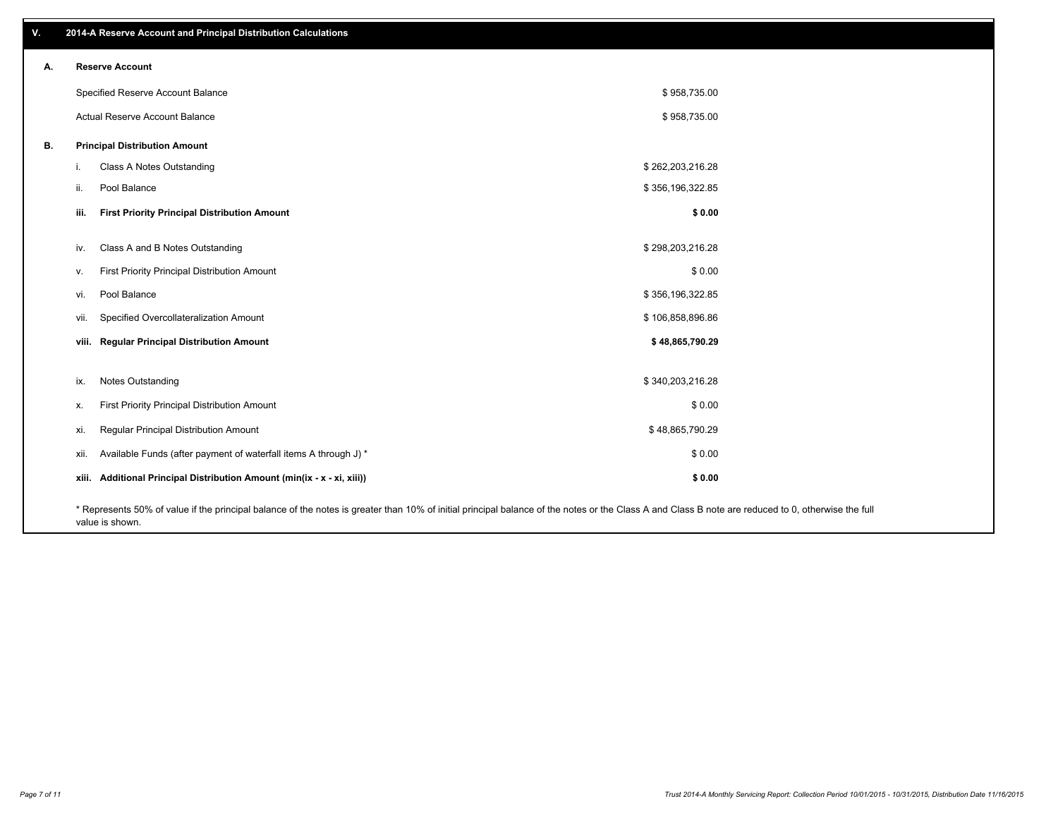## V. 2014-A Reserve Account and Principal Distribution Calculations

### A. Reserve Account

| | |
|---|---|
| Specified Reserve Account Balance | $ 958,735.00 |
| Actual Reserve Account Balance | $ 958,735.00 |

### B. Principal Distribution Amount

| | | |
|---|---|---|
| i. | Class A Notes Outstanding | $ 262,203,216.28 |
| ii. | Pool Balance | $ 356,196,322.85 |
| **iii.** | **First Priority Principal Distribution Amount** | **$ 0.00** |
| iv. | Class A and B Notes Outstanding | $ 298,203,216.28 |
| v. | First Priority Principal Distribution Amount | $ 0.00 |
| vi. | Pool Balance | $ 356,196,322.85 |
| vii. | Specified Overcollateralization Amount | $ 106,858,896.86 |
| **viii.** | **Regular Principal Distribution Amount** | **$ 48,865,790.29** |
| ix. | Notes Outstanding | $ 340,203,216.28 |
| x. | First Priority Principal Distribution Amount | $ 0.00 |
| xi. | Regular Principal Distribution Amount | $ 48,865,790.29 |
| xii. | Available Funds (after payment of waterfall items A through J) * | $ 0.00 |
| **xiii.** | **Additional Principal Distribution Amount (min(ix - x - xi, xiii))** | **$ 0.00** |

* Represents 50% of value if the principal balance of the notes is greater than 10% of initial principal balance of the notes or the Class A and Class B note are reduced to 0, otherwise the full value is shown.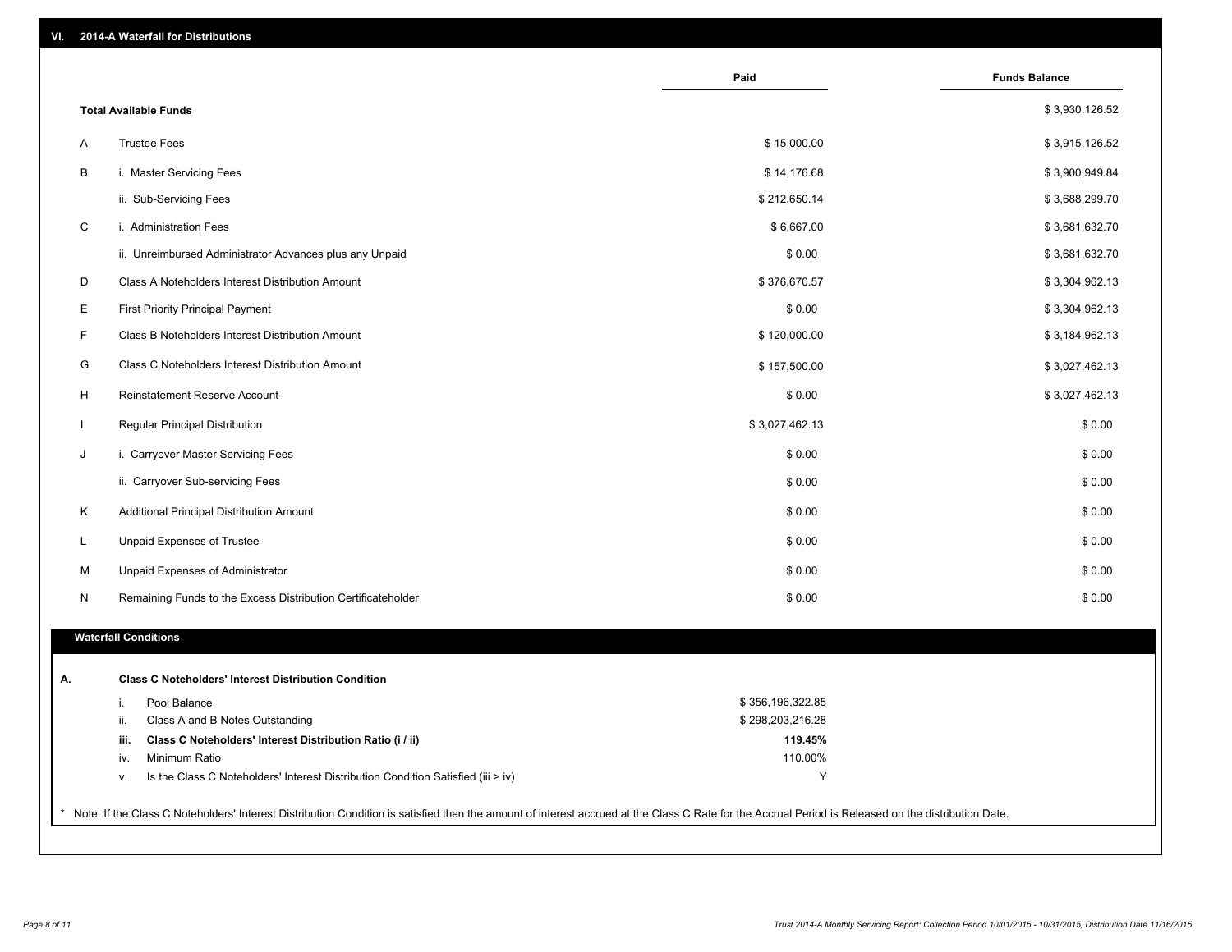## VI. 2014-A Waterfall for Distributions

| | | Paid | Funds Balance |
|---|---|---|---|
| | **Total Available Funds** | | $ 3,930,126.52 |
| A | Trustee Fees | $ 15,000.00 | $ 3,915,126.52 |
| B | i. Master Servicing Fees | $ 14,176.68 | $ 3,900,949.84 |
| | ii. Sub-Servicing Fees | $ 212,650.14 | $ 3,688,299.70 |
| C | i. Administration Fees | $ 6,667.00 | $ 3,681,632.70 |
| | ii. Unreimbursed Administrator Advances plus any Unpaid | $ 0.00 | $ 3,681,632.70 |
| D | Class A Noteholders Interest Distribution Amount | $ 376,670.57 | $ 3,304,962.13 |
| E | First Priority Principal Payment | $ 0.00 | $ 3,304,962.13 |
| F | Class B Noteholders Interest Distribution Amount | $ 120,000.00 | $ 3,184,962.13 |
| G | Class C Noteholders Interest Distribution Amount | $ 157,500.00 | $ 3,027,462.13 |
| H | Reinstatement Reserve Account | $ 0.00 | $ 3,027,462.13 |
| I | Regular Principal Distribution | $ 3,027,462.13 | $ 0.00 |
| J | i. Carryover Master Servicing Fees | $ 0.00 | $ 0.00 |
| | ii. Carryover Sub-servicing Fees | $ 0.00 | $ 0.00 |
| K | Additional Principal Distribution Amount | $ 0.00 | $ 0.00 |
| L | Unpaid Expenses of Trustee | $ 0.00 | $ 0.00 |
| M | Unpaid Expenses of Administrator | $ 0.00 | $ 0.00 |
| N | Remaining Funds to the Excess Distribution Certificateholder | $ 0.00 | $ 0.00 |

### Waterfall Conditions

**A. Class C Noteholders' Interest Distribution Condition**

| | | |
|---|---|---|
| i. | Pool Balance | $ 356,196,322.85 |
| ii. | Class A and B Notes Outstanding | $ 298,203,216.28 |
| **iii.** | **Class C Noteholders' Interest Distribution Ratio (i / ii)** | **119.45%** |
| iv. | Minimum Ratio | 110.00% |
| v. | Is the Class C Noteholders' Interest Distribution Condition Satisfied (iii > iv) | Y |

* Note: If the Class C Noteholders' Interest Distribution Condition is satisfied then the amount of interest accrued at the Class C Rate for the Accrual Period is Released on the distribution Date.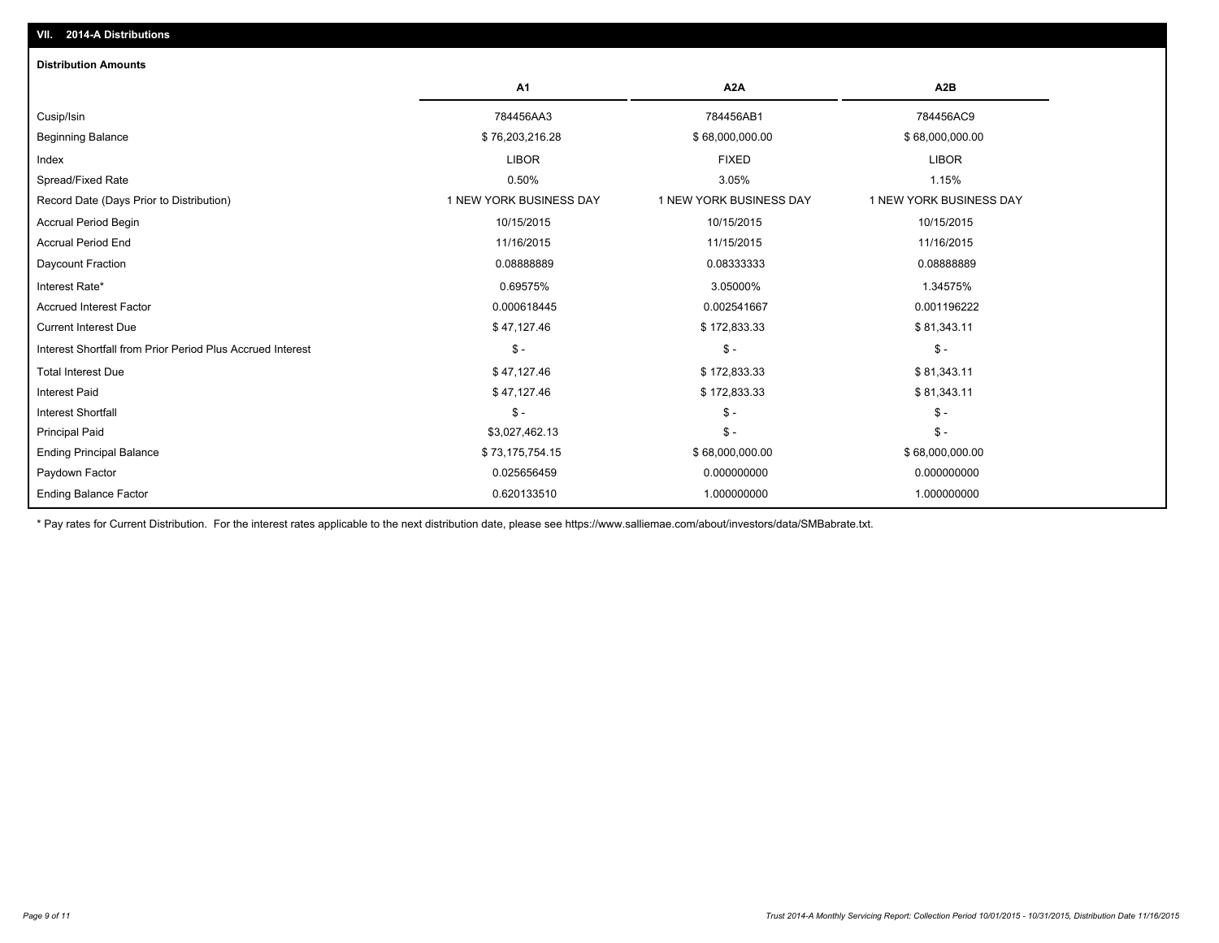## VII. 2014-A Distributions

### Distribution Amounts

| | A1 | A2A | A2B |
|---|---|---|---|
| Cusip/Isin | 784456AA3 | 784456AB1 | 784456AC9 |
| Beginning Balance | $ 76,203,216.28 | $ 68,000,000.00 | $ 68,000,000.00 |
| Index | LIBOR | FIXED | LIBOR |
| Spread/Fixed Rate | 0.50% | 3.05% | 1.15% |
| Record Date (Days Prior to Distribution) | 1 NEW YORK BUSINESS DAY | 1 NEW YORK BUSINESS DAY | 1 NEW YORK BUSINESS DAY |
| Accrual Period Begin | 10/15/2015 | 10/15/2015 | 10/15/2015 |
| Accrual Period End | 11/16/2015 | 11/15/2015 | 11/16/2015 |
| Daycount Fraction | 0.08888889 | 0.08333333 | 0.08888889 |
| Interest Rate* | 0.69575% | 3.05000% | 1.34575% |
| Accrued Interest Factor | 0.000618445 | 0.002541667 | 0.001196222 |
| Current Interest Due | $ 47,127.46 | $ 172,833.33 | $ 81,343.11 |
| Interest Shortfall from Prior Period Plus Accrued Interest | $ - | $ - | $ - |
| Total Interest Due | $ 47,127.46 | $ 172,833.33 | $ 81,343.11 |
| Interest Paid | $ 47,127.46 | $ 172,833.33 | $ 81,343.11 |
| Interest Shortfall | $ - | $ - | $ - |
| Principal Paid | $3,027,462.13 | $ - | $ - |
| Ending Principal Balance | $ 73,175,754.15 | $ 68,000,000.00 | $ 68,000,000.00 |
| Paydown Factor | 0.025656459 | 0.000000000 | 0.000000000 |
| Ending Balance Factor | 0.620133510 | 1.000000000 | 1.000000000 |

* Pay rates for Current Distribution. For the interest rates applicable to the next distribution date, please see https://www.salliemae.com/about/investors/data/SMBabrate.txt.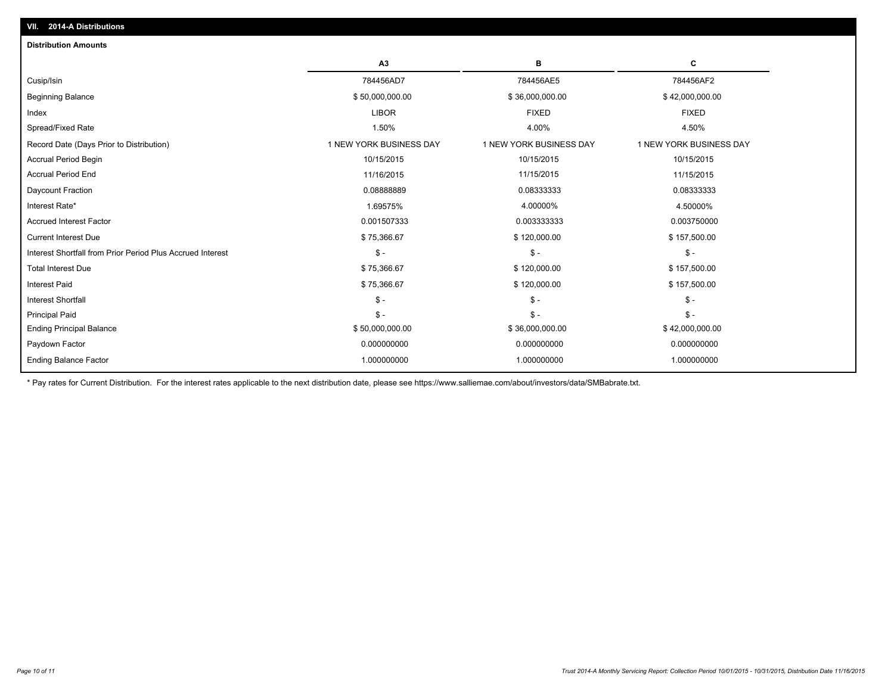## VII. 2014-A Distributions

### Distribution Amounts

| | A3 | B | C |
|---|---|---|---|
| Cusip/Isin | 784456AD7 | 784456AE5 | 784456AF2 |
| Beginning Balance | $ 50,000,000.00 | $ 36,000,000.00 | $ 42,000,000.00 |
| Index | LIBOR | FIXED | FIXED |
| Spread/Fixed Rate | 1.50% | 4.00% | 4.50% |
| Record Date (Days Prior to Distribution) | 1 NEW YORK BUSINESS DAY | 1 NEW YORK BUSINESS DAY | 1 NEW YORK BUSINESS DAY |
| Accrual Period Begin | 10/15/2015 | 10/15/2015 | 10/15/2015 |
| Accrual Period End | 11/16/2015 | 11/15/2015 | 11/15/2015 |
| Daycount Fraction | 0.08888889 | 0.08333333 | 0.08333333 |
| Interest Rate* | 1.69575% | 4.00000% | 4.50000% |
| Accrued Interest Factor | 0.001507333 | 0.003333333 | 0.003750000 |
| Current Interest Due | $ 75,366.67 | $ 120,000.00 | $ 157,500.00 |
| Interest Shortfall from Prior Period Plus Accrued Interest | $ - | $ - | $ - |
| Total Interest Due | $ 75,366.67 | $ 120,000.00 | $ 157,500.00 |
| Interest Paid | $ 75,366.67 | $ 120,000.00 | $ 157,500.00 |
| Interest Shortfall | $ - | $ - | $ - |
| Principal Paid | $ - | $ - | $ - |
| Ending Principal Balance | $ 50,000,000.00 | $ 36,000,000.00 | $ 42,000,000.00 |
| Paydown Factor | 0.000000000 | 0.000000000 | 0.000000000 |
| Ending Balance Factor | 1.000000000 | 1.000000000 | 1.000000000 |

* Pay rates for Current Distribution. For the interest rates applicable to the next distribution date, please see https://www.salliemae.com/about/investors/data/SMBabrate.txt.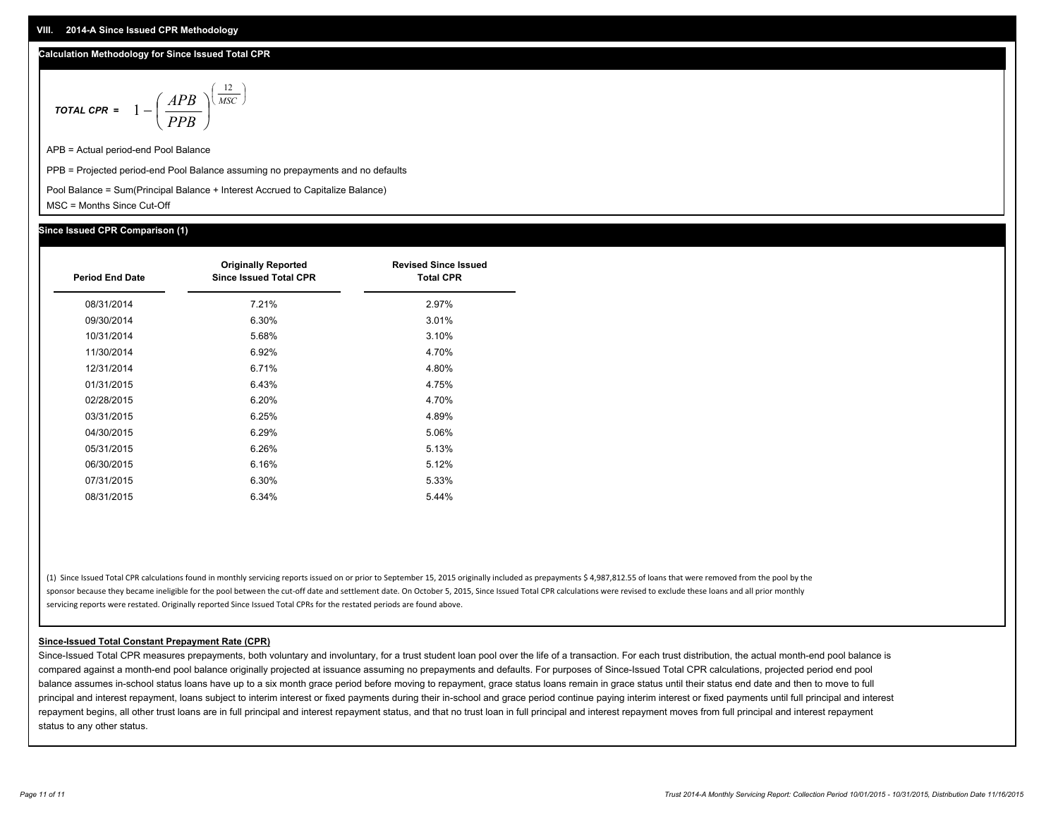## VIII. 2014-A Since Issued CPR Methodology

### Calculation Methodology for Since Issued Total CPR

$$\textit{TOTAL CPR} = 1 - \left(\frac{APB}{PPB}\right)^{\left(\frac{12}{MSC}\right)}$$

APB = Actual period-end Pool Balance

PPB = Projected period-end Pool Balance assuming no prepayments and no defaults

Pool Balance = Sum(Principal Balance + Interest Accrued to Capitalize Balance)

MSC = Months Since Cut-Off

### Since Issued CPR Comparison (1)

| Period End Date | Originally Reported Since Issued Total CPR | Revised Since Issued Total CPR |
|---|---|---|
| 08/31/2014 | 7.21% | 2.97% |
| 09/30/2014 | 6.30% | 3.01% |
| 10/31/2014 | 5.68% | 3.10% |
| 11/30/2014 | 6.92% | 4.70% |
| 12/31/2014 | 6.71% | 4.80% |
| 01/31/2015 | 6.43% | 4.75% |
| 02/28/2015 | 6.20% | 4.70% |
| 03/31/2015 | 6.25% | 4.89% |
| 04/30/2015 | 6.29% | 5.06% |
| 05/31/2015 | 6.26% | 5.13% |
| 06/30/2015 | 6.16% | 5.12% |
| 07/31/2015 | 6.30% | 5.33% |
| 08/31/2015 | 6.34% | 5.44% |

(1) Since Issued Total CPR calculations found in monthly servicing reports issued on or prior to September 15, 2015 originally included as prepayments $ 4,987,812.55 of loans that were removed from the pool by the sponsor because they became ineligible for the pool between the cut-off date and settlement date. On October 5, 2015, Since Issued Total CPR calculations were revised to exclude these loans and all prior monthly servicing reports were restated. Originally reported Since Issued Total CPRs for the restated periods are found above.

**Since-Issued Total Constant Prepayment Rate (CPR)**

Since-Issued Total CPR measures prepayments, both voluntary and involuntary, for a trust student loan pool over the life of a transaction. For each trust distribution, the actual month-end pool balance is compared against a month-end pool balance originally projected at issuance assuming no prepayments and defaults. For purposes of Since-Issued Total CPR calculations, projected period end pool balance assumes in-school status loans have up to a six month grace period before moving to repayment, grace status loans remain in grace status until their status end date and then to move to full principal and interest repayment, loans subject to interim interest or fixed payments during their in-school and grace period continue paying interim interest or fixed payments until full principal and interest repayment begins, all other trust loans are in full principal and interest repayment status, and that no trust loan in full principal and interest repayment moves from full principal and interest repayment status to any other status.